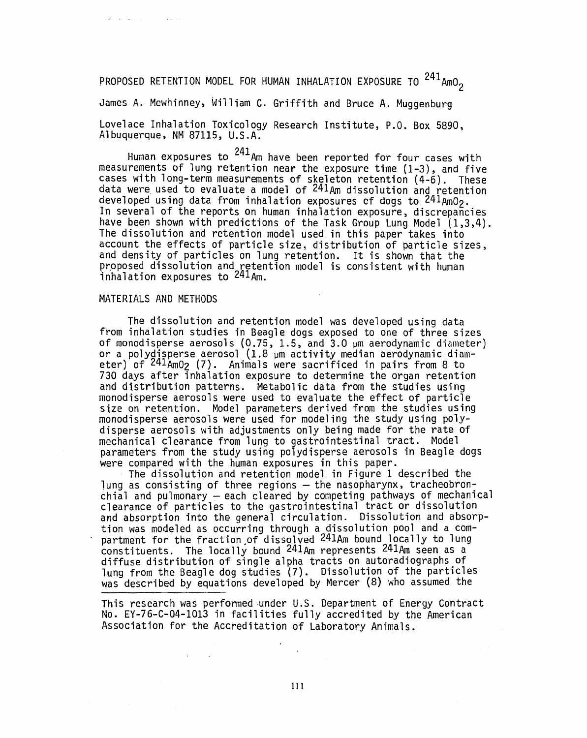# PROPOSED RETENTION MODEL FOR HUMAN INHALATION EXPOSURE TO $^{241}AmO_2$

James A. Mewhinney, William C. Griffith and Bruce A. Muggenburg

Lovelace Inhalation Toxicology Research Institute, P.O. Box 5890, Albuquerque, NM 87115, U.S.A.

Human exposures to $^{241}Am$ have been reported for four cases with measurements of lung retention near the exposure time (1-3), and five cases with long-term measurements of skeleton retention (4-6). These data were used to evaluate a model of $^{241}Am$ dissolution and retention developed using data from inhalation exposures of dogs to $^{241}AmO_2$. In several of the reports on human inhalation exposure, discrepancies have been shown with predictions of the Task Group Lung Model (1,3,4). The dissolution and retention model used in this paper takes into account the effects of particle size, distribution of particle sizes, and density of particles on lung retention. It is shown that the proposed dissolution and retention model is consistent with human inhalation exposures to $^{241}Am$.

## MATERIALS AND METHODS

The dissolution and retention model was developed using data from inhalation studies in Beagle dogs exposed to one of three sizes of monodisperse aerosols (0.75, 1.5, and 3.0 μm aerodynamic diameter) or a polydisperse aerosol (1.8 μm activity median aerodynamic diameter) of $^{241}AmO_2$ (7). Animals were sacrificed in pairs from 8 to 730 days after inhalation exposure to determine the organ retention and distribution patterns. Metabolic data from the studies using monodisperse aerosols were used to evaluate the effect of particle size on retention. Model parameters derived from the studies using monodisperse aerosols were used for modeling the study using polydisperse aerosols with adjustments only being made for the rate of mechanical clearance from lung to gastrointestinal tract. Model parameters from the study using polydisperse aerosols in Beagle dogs were compared with the human exposures in this paper.

The dissolution and retention model in Figure 1 described the lung as consisting of three regions — the nasopharynx, tracheobronchial and pulmonary — each cleared by competing pathways of mechanical clearance of particles to the gastrointestinal tract or dissolution and absorption into the general circulation. Dissolution and absorption was modeled as occurring through a dissolution pool and a compartment for the fraction of dissolved $^{241}Am$ bound locally to lung constituents. The locally bound $^{241}Am$ represents $^{241}Am$ seen as a diffuse distribution of single alpha tracts on autoradiographs of lung from the Beagle dog studies (7). Dissolution of the particles was described by equations developed by Mercer (8) who assumed the

---

This research was performed under U.S. Department of Energy Contract No. EY-76-C-04-1013 in facilities fully accredited by the American Association for the Accreditation of Laboratory Animals.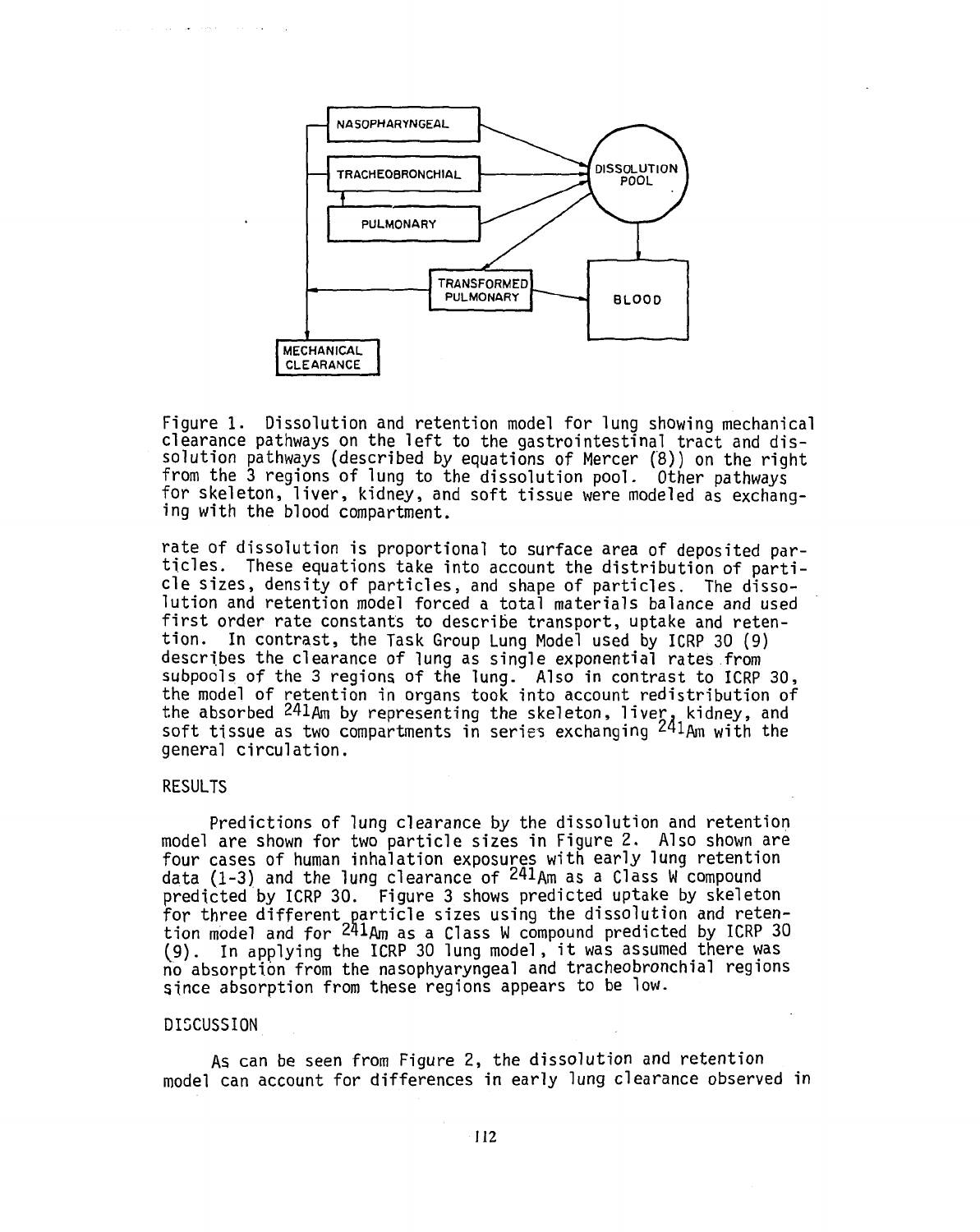Figure 1. Dissolution and retention model for lung showing mechanical clearance pathways on the left to the gastrointestinal tract and dissolution pathways (described by equations of Mercer (8)) on the right from the 3 regions of lung to the dissolution pool. Other pathways for skeleton, liver, kidney, and soft tissue were modeled as exchanging with the blood compartment.

rate of dissolution is proportional to surface area of deposited particles. These equations take into account the distribution of particle sizes, density of particles, and shape of particles. The dissolution and retention model forced a total materials balance and used first order rate constants to describe transport, uptake and retention. In contrast, the Task Group Lung Model used by ICRP 30 (9) describes the clearance of lung as single exponential rates from subpools of the 3 regions of the lung. Also in contrast to ICRP 30, the model of retention in organs took into account redistribution of the absorbed $^{241}Am$ by representing the skeleton, liver, kidney, and soft tissue as two compartments in series exchanging $^{241}Am$ with the general circulation.

## RESULTS

Predictions of lung clearance by the dissolution and retention model are shown for two particle sizes in Figure 2. Also shown are four cases of human inhalation exposures with early lung retention data (1-3) and the lung clearance of $^{241}Am$ as a Class W compound predicted by ICRP 30. Figure 3 shows predicted uptake by skeleton for three different particle sizes using the dissolution and retention model and for $^{241}Am$ as a Class W compound predicted by ICRP 30 (9). In applying the ICRP 30 lung model, it was assumed there was no absorption from the nasophyaryngeal and tracheobronchial regions since absorption from these regions appears to be low.

## DISCUSSION

As can be seen from Figure 2, the dissolution and retention model can account for differences in early lung clearance observed in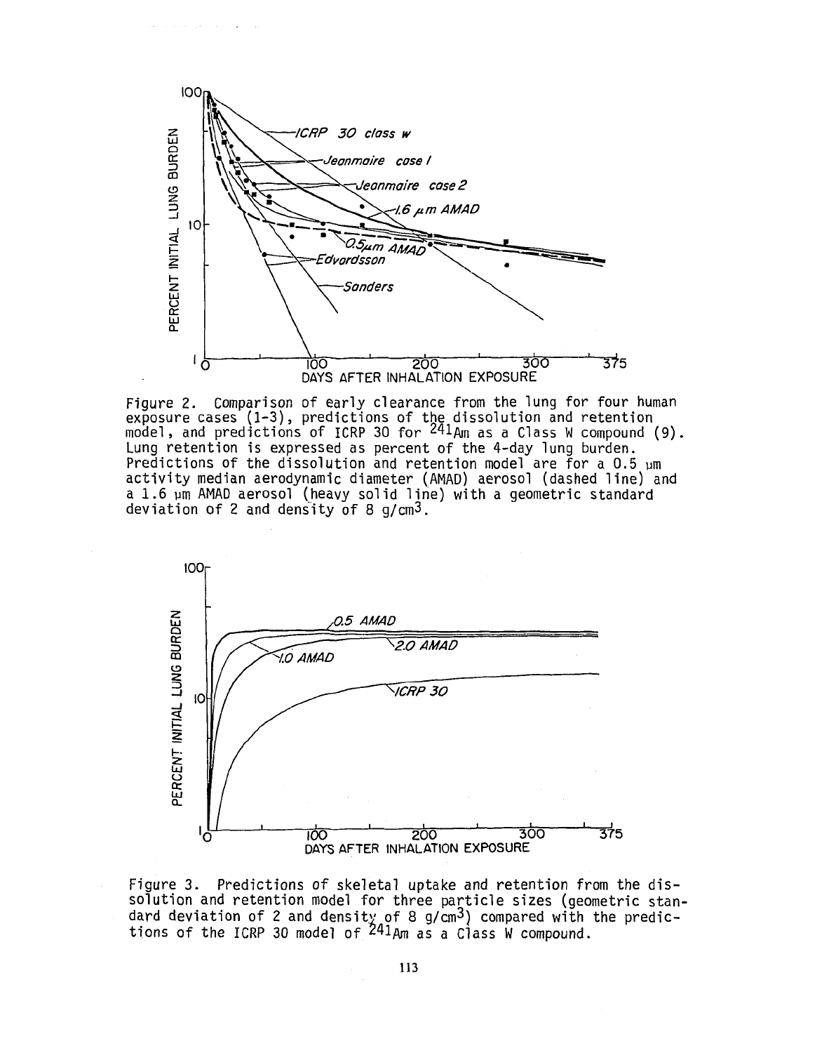Figure 2. Comparison of early clearance from the lung for four human exposure cases (1-3), predictions of the dissolution and retention model, and predictions of ICRP 30 for $^{241}Am$ as a Class W compound (9). Lung retention is expressed as percent of the 4-day lung burden. Predictions of the dissolution and retention model are for a 0.5 μm activity median aerodynamic diameter (AMAD) aerosol (dashed line) and a 1.6 μm AMAD aerosol (heavy solid line) with a geometric standard deviation of 2 and density of 8 g/cm³.

Figure 3. Predictions of skeletal uptake and retention from the dissolution and retention model for three particle sizes (geometric standard deviation of 2 and density of 8 g/cm³) compared with the predictions of the ICRP 30 model of $^{241}Am$ as a Class W compound.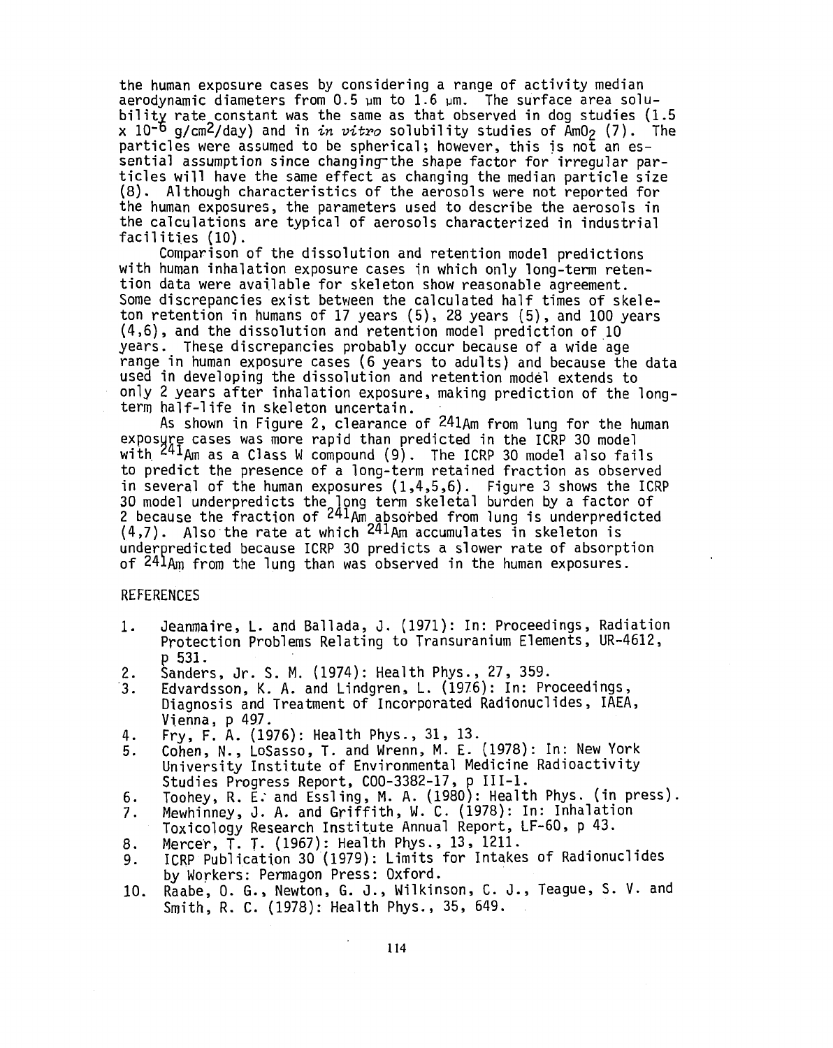the human exposure cases by considering a range of activity median aerodynamic diameters from 0.5 μm to 1.6 μm. The surface area solubility rate constant was the same as that observed in dog studies ($1.5 \times 10^{-6}$ g/cm$^2$/day) and in *in vitro* solubility studies of $AmO_2$ (7). The particles were assumed to be spherical; however, this is not an essential assumption since changing the shape factor for irregular particles will have the same effect as changing the median particle size (8). Although characteristics of the aerosols were not reported for the human exposures, the parameters used to describe the aerosols in the calculations are typical of aerosols characterized in industrial facilities (10).

Comparison of the dissolution and retention model predictions with human inhalation exposure cases in which only long-term retention data were available for skeleton show reasonable agreement. Some discrepancies exist between the calculated half times of skeleton retention in humans of 17 years (5), 28 years (5), and 100 years (4,6), and the dissolution and retention model prediction of 10 years. These discrepancies probably occur because of a wide age range in human exposure cases (6 years to adults) and because the data used in developing the dissolution and retention model extends to only 2 years after inhalation exposure, making prediction of the long-term half-life in skeleton uncertain.

As shown in Figure 2, clearance of $^{241}Am$ from lung for the human exposure cases was more rapid than predicted in the ICRP 30 model with $^{241}Am$ as a Class W compound (9). The ICRP 30 model also fails to predict the presence of a long-term retained fraction as observed in several of the human exposures (1,4,5,6). Figure 3 shows the ICRP 30 model underpredicts the long term skeletal burden by a factor of 2 because the fraction of $^{241}Am$ absorbed from lung is underpredicted (4,7). Also the rate at which $^{241}Am$ accumulates in skeleton is underpredicted because ICRP 30 predicts a slower rate of absorption of $^{241}Am$ from the lung than was observed in the human exposures.

## REFERENCES

1. Jeanmaire, L. and Ballada, J. (1971): In: Proceedings, Radiation Protection Problems Relating to Transuranium Elements, UR-4612, p 531.
2. Sanders, Jr. S. M. (1974): Health Phys., 27, 359.
3. Edvardsson, K. A. and Lindgren, L. (1976): In: Proceedings, Diagnosis and Treatment of Incorporated Radionuclides, IAEA, Vienna, p 497.
4. Fry, F. A. (1976): Health Phys., 31, 13.
5. Cohen, N., LoSasso, T. and Wrenn, M. E. (1978): In: New York University Institute of Environmental Medicine Radioactivity Studies Progress Report, COO-3382-17, p III-1.
6. Toohey, R. E. and Essling, M. A. (1980): Health Phys. (in press).
7. Mewhinney, J. A. and Griffith, W. C. (1978): In: Inhalation Toxicology Research Institute Annual Report, LF-60, p 43.
8. Mercer, T. T. (1967): Health Phys., 13, 1211.
9. ICRP Publication 30 (1979): Limits for Intakes of Radionuclides by Workers: Permagon Press: Oxford.
10. Raabe, O. G., Newton, G. J., Wilkinson, C. J., Teague, S. V. and Smith, R. C. (1978): Health Phys., 35, 649.